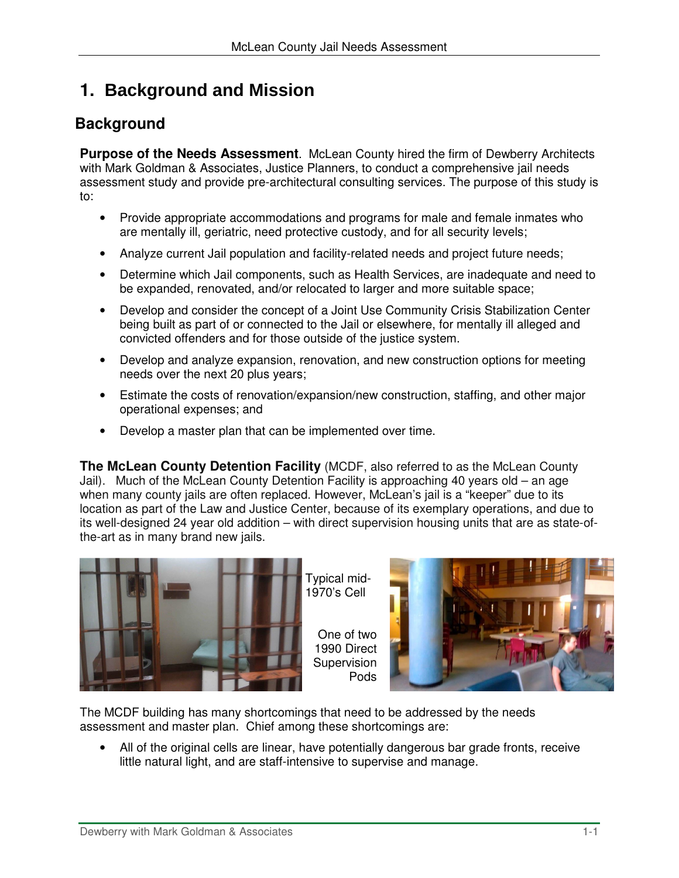# 1. Background and Mission

## Background

**Purpose of the Needs Assessment**. McLean County hired the firm of Dewberry Architects with Mark Goldman & Associates, Justice Planners, to conduct a comprehensive jail needs assessment study and provide pre-architectural consulting services. The purpose of this study is to:

- Provide appropriate accommodations and programs for male and female inmates who are mentally ill, geriatric, need protective custody, and for all security levels;
- Analyze current Jail population and facility-related needs and project future needs;
- Determine which Jail components, such as Health Services, are inadequate and need to be expanded, renovated, and/or relocated to larger and more suitable space;
- Develop and consider the concept of a Joint Use Community Crisis Stabilization Center being built as part of or connected to the Jail or elsewhere, for mentally ill alleged and convicted offenders and for those outside of the justice system.
- Develop and analyze expansion, renovation, and new construction options for meeting needs over the next 20 plus years;
- Estimate the costs of renovation/expansion/new construction, staffing, and other major operational expenses; and
- Develop a master plan that can be implemented over time.

**The McLean County Detention Facility** (MCDF, also referred to as the McLean County Jail). Much of the McLean County Detention Facility is approaching 40 years old – an age when many county jails are often replaced. However, McLean's jail is a "keeper" due to its location as part of the Law and Justice Center, because of its exemplary operations, and due to its well-designed 24 year old addition – with direct supervision housing units that are as state-of-the-art as in many brand new jails.

Typical mid-1970's Cell

One of two 1990 Direct Supervision Pods

The MCDF building has many shortcomings that need to be addressed by the needs assessment and master plan. Chief among these shortcomings are:

- All of the original cells are linear, have potentially dangerous bar grade fronts, receive little natural light, and are staff-intensive to supervise and manage.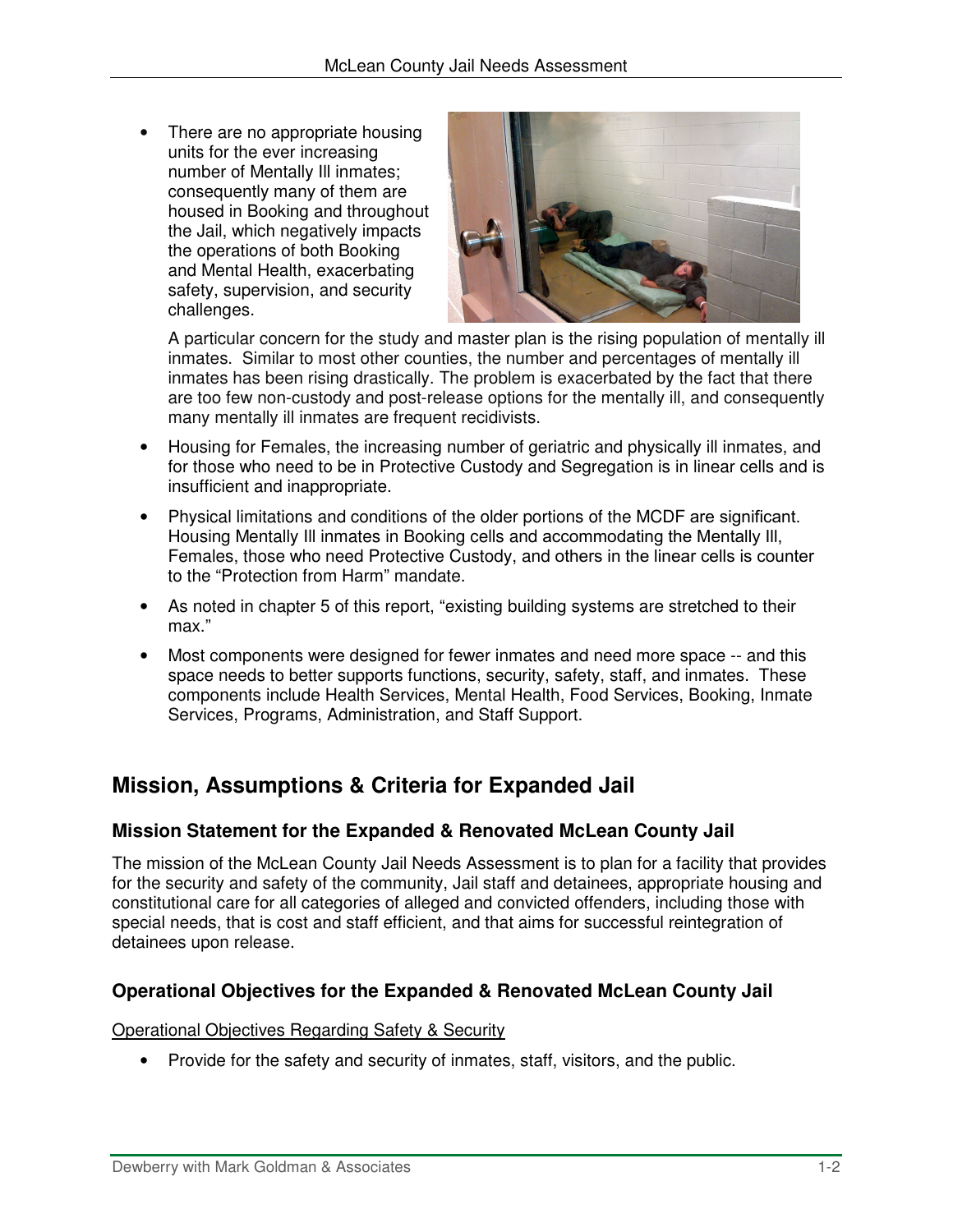- There are no appropriate housing units for the ever increasing number of Mentally Ill inmates; consequently many of them are housed in Booking and throughout the Jail, which negatively impacts the operations of both Booking and Mental Health, exacerbating safety, supervision, and security challenges.

  A particular concern for the study and master plan is the rising population of mentally ill inmates. Similar to most other counties, the number and percentages of mentally ill inmates has been rising drastically. The problem is exacerbated by the fact that there are too few non-custody and post-release options for the mentally ill, and consequently many mentally ill inmates are frequent recidivists.

- Housing for Females, the increasing number of geriatric and physically ill inmates, and for those who need to be in Protective Custody and Segregation is in linear cells and is insufficient and inappropriate.

- Physical limitations and conditions of the older portions of the MCDF are significant. Housing Mentally Ill inmates in Booking cells and accommodating the Mentally Ill, Females, those who need Protective Custody, and others in the linear cells is counter to the "Protection from Harm" mandate.

- As noted in chapter 5 of this report, "existing building systems are stretched to their max."

- Most components were designed for fewer inmates and need more space -- and this space needs to better supports functions, security, safety, staff, and inmates. These components include Health Services, Mental Health, Food Services, Booking, Inmate Services, Programs, Administration, and Staff Support.

## Mission, Assumptions & Criteria for Expanded Jail

### Mission Statement for the Expanded & Renovated McLean County Jail

The mission of the McLean County Jail Needs Assessment is to plan for a facility that provides for the security and safety of the community, Jail staff and detainees, appropriate housing and constitutional care for all categories of alleged and convicted offenders, including those with special needs, that is cost and staff efficient, and that aims for successful reintegration of detainees upon release.

### Operational Objectives for the Expanded & Renovated McLean County Jail

Operational Objectives Regarding Safety & Security

- Provide for the safety and security of inmates, staff, visitors, and the public.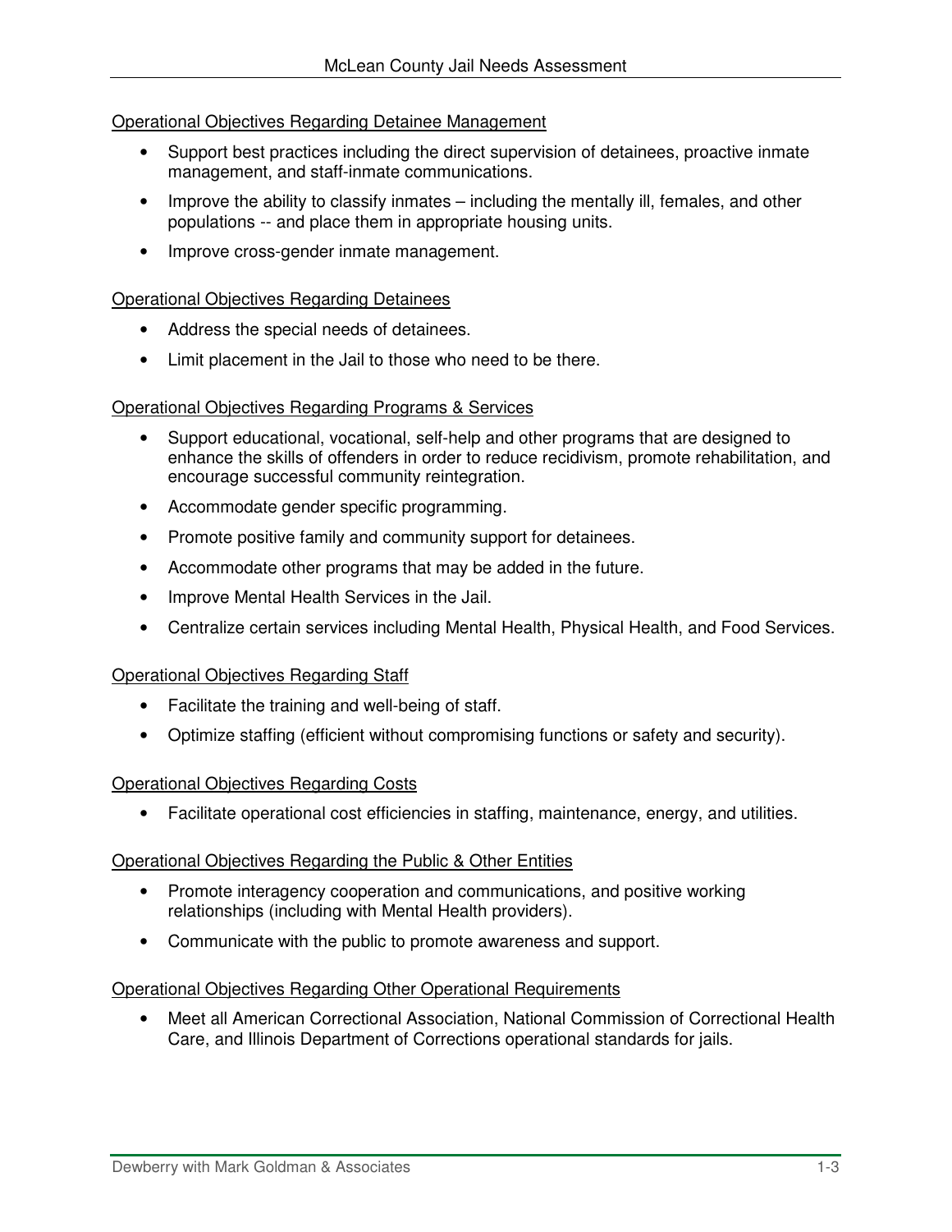Operational Objectives Regarding Detainee Management

- Support best practices including the direct supervision of detainees, proactive inmate management, and staff-inmate communications.
- Improve the ability to classify inmates – including the mentally ill, females, and other populations -- and place them in appropriate housing units.
- Improve cross-gender inmate management.

Operational Objectives Regarding Detainees

- Address the special needs of detainees.
- Limit placement in the Jail to those who need to be there.

Operational Objectives Regarding Programs & Services

- Support educational, vocational, self-help and other programs that are designed to enhance the skills of offenders in order to reduce recidivism, promote rehabilitation, and encourage successful community reintegration.
- Accommodate gender specific programming.
- Promote positive family and community support for detainees.
- Accommodate other programs that may be added in the future.
- Improve Mental Health Services in the Jail.
- Centralize certain services including Mental Health, Physical Health, and Food Services.

Operational Objectives Regarding Staff

- Facilitate the training and well-being of staff.
- Optimize staffing (efficient without compromising functions or safety and security).

Operational Objectives Regarding Costs

- Facilitate operational cost efficiencies in staffing, maintenance, energy, and utilities.

Operational Objectives Regarding the Public & Other Entities

- Promote interagency cooperation and communications, and positive working relationships (including with Mental Health providers).
- Communicate with the public to promote awareness and support.

Operational Objectives Regarding Other Operational Requirements

- Meet all American Correctional Association, National Commission of Correctional Health Care, and Illinois Department of Corrections operational standards for jails.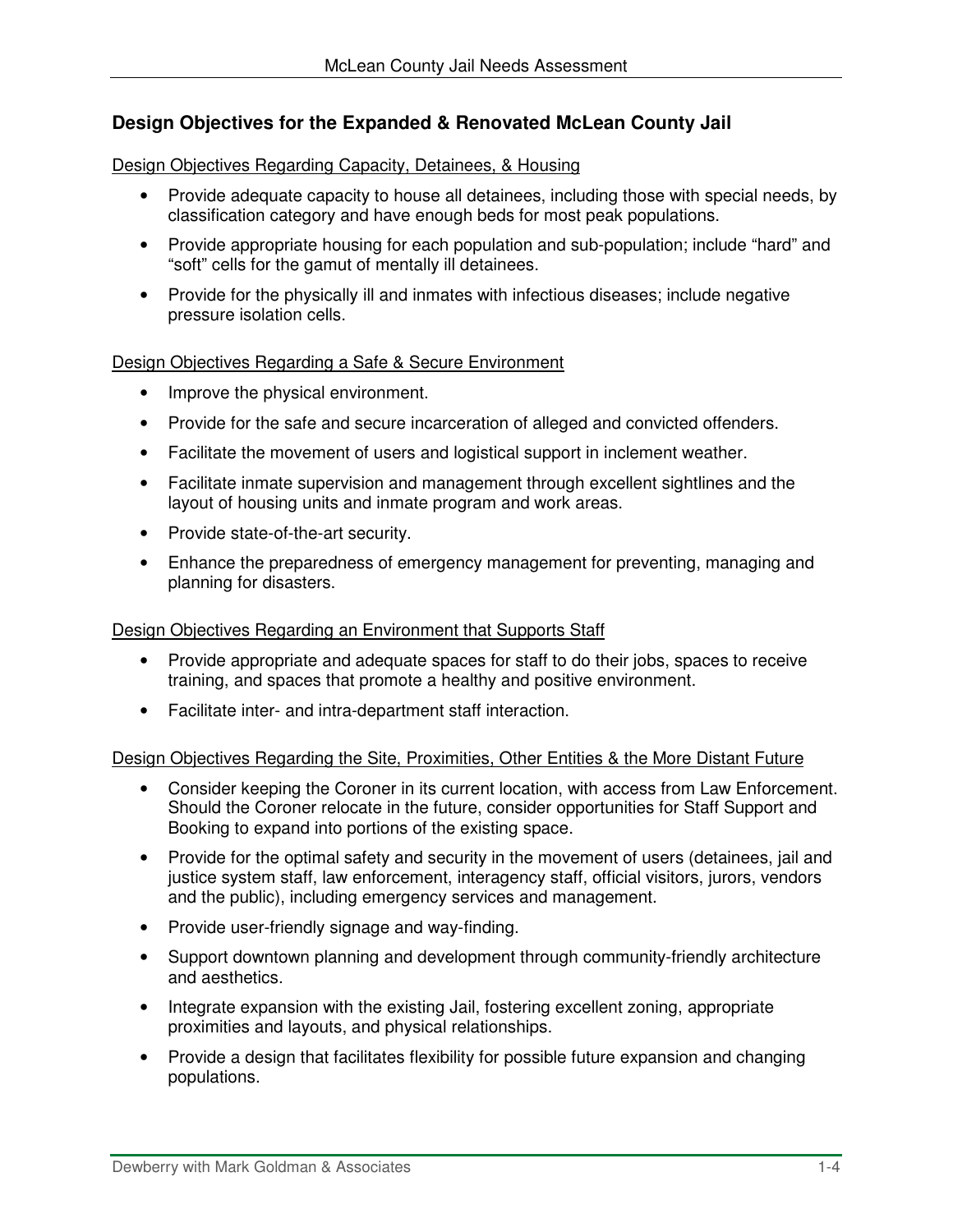## Design Objectives for the Expanded & Renovated McLean County Jail

Design Objectives Regarding Capacity, Detainees, & Housing

- Provide adequate capacity to house all detainees, including those with special needs, by classification category and have enough beds for most peak populations.
- Provide appropriate housing for each population and sub-population; include "hard" and "soft" cells for the gamut of mentally ill detainees.
- Provide for the physically ill and inmates with infectious diseases; include negative pressure isolation cells.

Design Objectives Regarding a Safe & Secure Environment

- Improve the physical environment.
- Provide for the safe and secure incarceration of alleged and convicted offenders.
- Facilitate the movement of users and logistical support in inclement weather.
- Facilitate inmate supervision and management through excellent sightlines and the layout of housing units and inmate program and work areas.
- Provide state-of-the-art security.
- Enhance the preparedness of emergency management for preventing, managing and planning for disasters.

Design Objectives Regarding an Environment that Supports Staff

- Provide appropriate and adequate spaces for staff to do their jobs, spaces to receive training, and spaces that promote a healthy and positive environment.
- Facilitate inter- and intra-department staff interaction.

Design Objectives Regarding the Site, Proximities, Other Entities & the More Distant Future

- Consider keeping the Coroner in its current location, with access from Law Enforcement. Should the Coroner relocate in the future, consider opportunities for Staff Support and Booking to expand into portions of the existing space.
- Provide for the optimal safety and security in the movement of users (detainees, jail and justice system staff, law enforcement, interagency staff, official visitors, jurors, vendors and the public), including emergency services and management.
- Provide user-friendly signage and way-finding.
- Support downtown planning and development through community-friendly architecture and aesthetics.
- Integrate expansion with the existing Jail, fostering excellent zoning, appropriate proximities and layouts, and physical relationships.
- Provide a design that facilitates flexibility for possible future expansion and changing populations.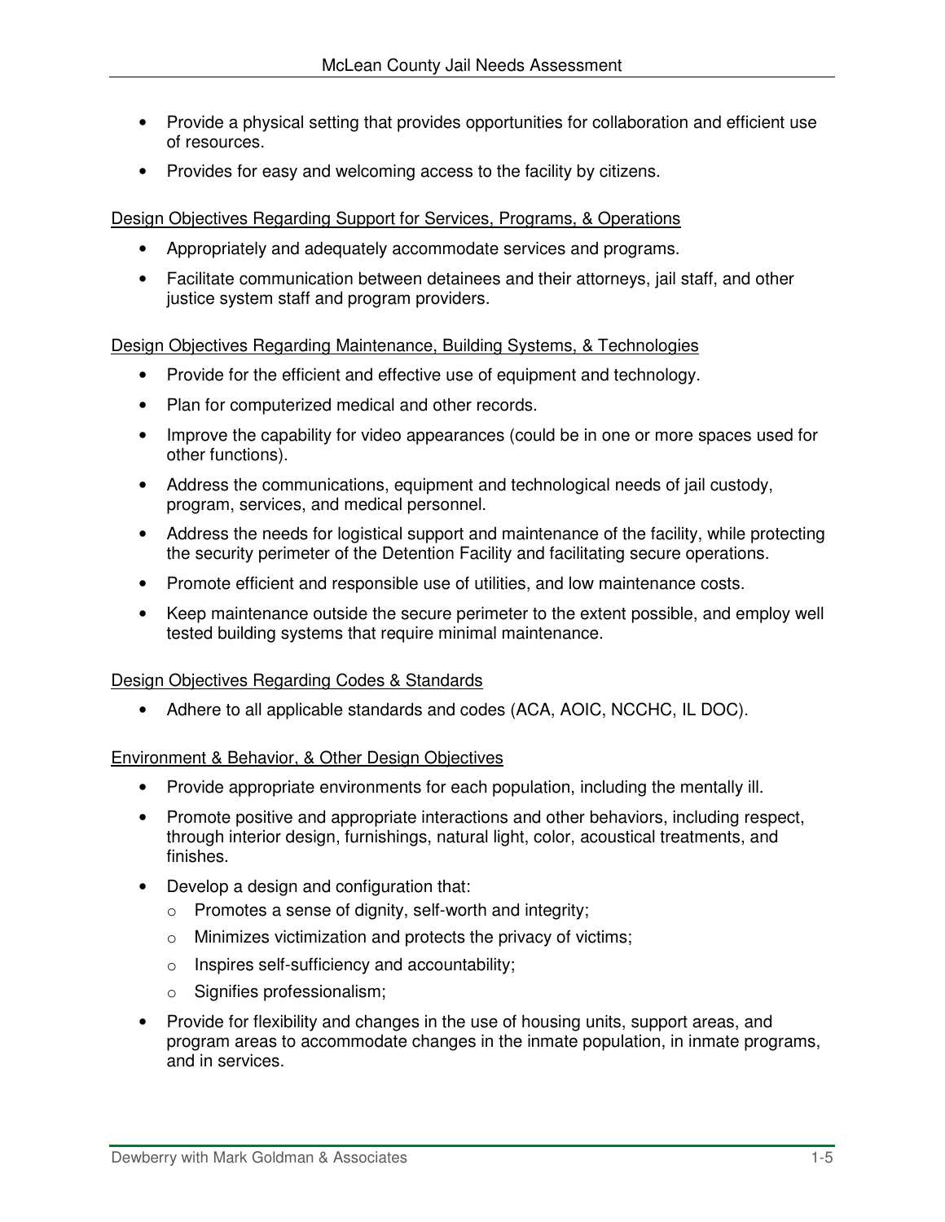- Provide a physical setting that provides opportunities for collaboration and efficient use of resources.
- Provides for easy and welcoming access to the facility by citizens.

Design Objectives Regarding Support for Services, Programs, & Operations

- Appropriately and adequately accommodate services and programs.
- Facilitate communication between detainees and their attorneys, jail staff, and other justice system staff and program providers.

Design Objectives Regarding Maintenance, Building Systems, & Technologies

- Provide for the efficient and effective use of equipment and technology.
- Plan for computerized medical and other records.
- Improve the capability for video appearances (could be in one or more spaces used for other functions).
- Address the communications, equipment and technological needs of jail custody, program, services, and medical personnel.
- Address the needs for logistical support and maintenance of the facility, while protecting the security perimeter of the Detention Facility and facilitating secure operations.
- Promote efficient and responsible use of utilities, and low maintenance costs.
- Keep maintenance outside the secure perimeter to the extent possible, and employ well tested building systems that require minimal maintenance.

Design Objectives Regarding Codes & Standards

- Adhere to all applicable standards and codes (ACA, AOIC, NCCHC, IL DOC).

Environment & Behavior, & Other Design Objectives

- Provide appropriate environments for each population, including the mentally ill.
- Promote positive and appropriate interactions and other behaviors, including respect, through interior design, furnishings, natural light, color, acoustical treatments, and finishes.
- Develop a design and configuration that:
  - Promotes a sense of dignity, self-worth and integrity;
  - Minimizes victimization and protects the privacy of victims;
  - Inspires self-sufficiency and accountability;
  - Signifies professionalism;
- Provide for flexibility and changes in the use of housing units, support areas, and program areas to accommodate changes in the inmate population, in inmate programs, and in services.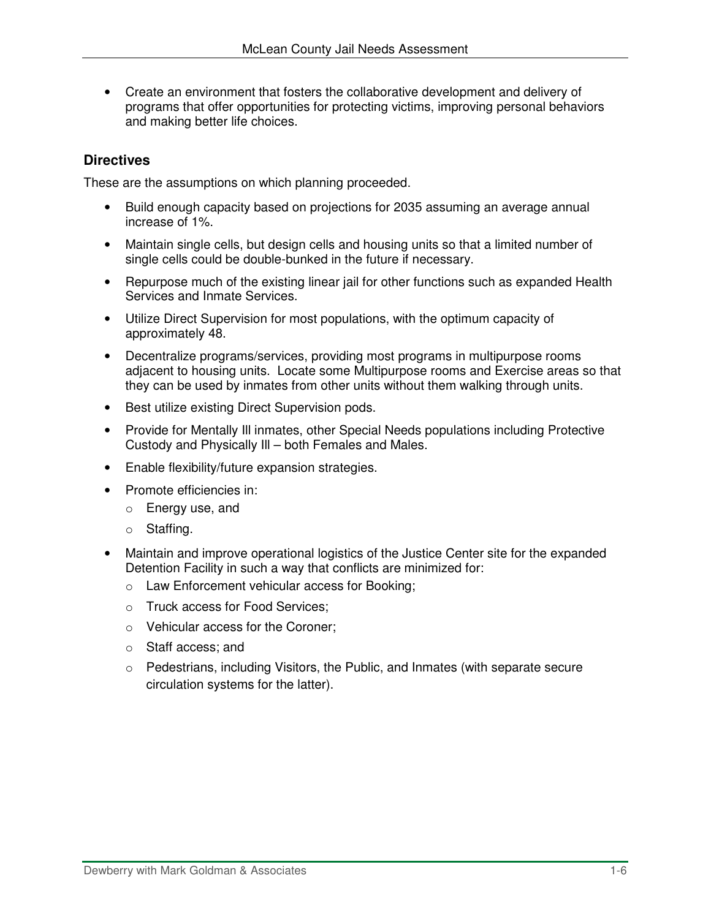- Create an environment that fosters the collaborative development and delivery of programs that offer opportunities for protecting victims, improving personal behaviors and making better life choices.

### Directives

These are the assumptions on which planning proceeded.

- Build enough capacity based on projections for 2035 assuming an average annual increase of 1%.
- Maintain single cells, but design cells and housing units so that a limited number of single cells could be double-bunked in the future if necessary.
- Repurpose much of the existing linear jail for other functions such as expanded Health Services and Inmate Services.
- Utilize Direct Supervision for most populations, with the optimum capacity of approximately 48.
- Decentralize programs/services, providing most programs in multipurpose rooms adjacent to housing units. Locate some Multipurpose rooms and Exercise areas so that they can be used by inmates from other units without them walking through units.
- Best utilize existing Direct Supervision pods.
- Provide for Mentally Ill inmates, other Special Needs populations including Protective Custody and Physically Ill – both Females and Males.
- Enable flexibility/future expansion strategies.
- Promote efficiencies in:
  - Energy use, and
  - Staffing.
- Maintain and improve operational logistics of the Justice Center site for the expanded Detention Facility in such a way that conflicts are minimized for:
  - Law Enforcement vehicular access for Booking;
  - Truck access for Food Services;
  - Vehicular access for the Coroner;
  - Staff access; and
  - Pedestrians, including Visitors, the Public, and Inmates (with separate secure circulation systems for the latter).